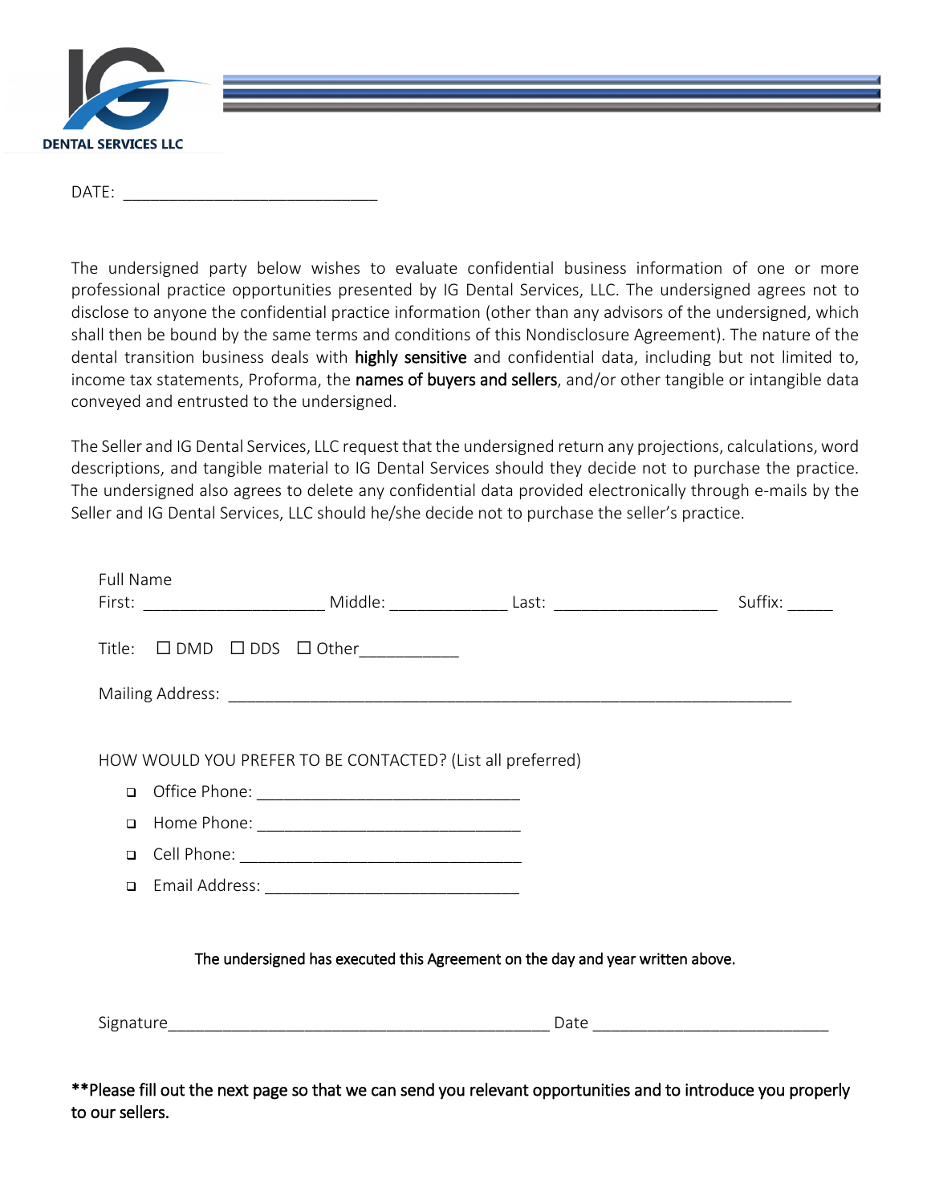DENTAL SERVICES LLC

DATE: ____________________________

The undersigned party below wishes to evaluate confidential business information of one or more professional practice opportunities presented by IG Dental Services, LLC. The undersigned agrees not to disclose to anyone the confidential practice information (other than any advisors of the undersigned, which shall then be bound by the same terms and conditions of this Nondisclosure Agreement). The nature of the dental transition business deals with **highly sensitive** and confidential data, including but not limited to, income tax statements, Proforma, the **names of buyers and sellers**, and/or other tangible or intangible data conveyed and entrusted to the undersigned.

The Seller and IG Dental Services, LLC request that the undersigned return any projections, calculations, word descriptions, and tangible material to IG Dental Services should they decide not to purchase the practice. The undersigned also agrees to delete any confidential data provided electronically through e-mails by the Seller and IG Dental Services, LLC should he/she decide not to purchase the seller's practice.

Full Name
First: ____________________ Middle: _____________ Last: __________________ Suffix: _____

Title: ☐ DMD ☐ DDS ☐ Other___________

Mailing Address: ______________________________________________________________

HOW WOULD YOU PREFER TO BE CONTACTED? (List all preferred)

- ☐ Office Phone: _____________________________
- ☐ Home Phone: _____________________________
- ☐ Cell Phone: _______________________________
- ☐ Email Address: ____________________________

The undersigned has executed this Agreement on the day and year written above.

Signature___________________________________________ Date __________________________

**Please fill out the next page so that we can send you relevant opportunities and to introduce you properly to our sellers.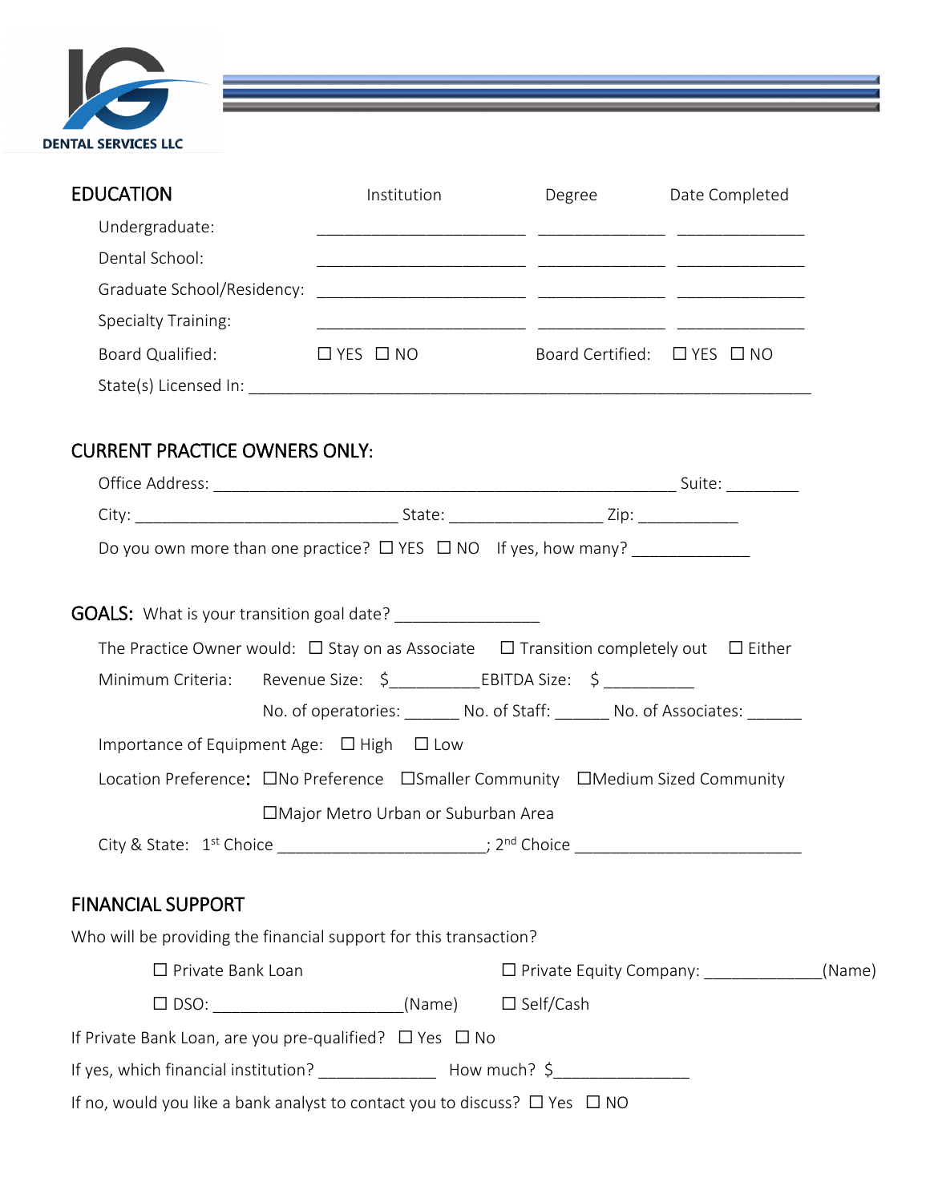DENTAL SERVICES LLC

## EDUCATION

| | Institution | Degree | Date Completed |
|---|---|---|---|
| Undergraduate: | ______________________ | _____________ | _____________ |
| Dental School: | ______________________ | _____________ | _____________ |
| Graduate School/Residency: | ______________________ | _____________ | _____________ |
| Specialty Training: | ______________________ | _____________ | _____________ |

Board Qualified: ☐ YES ☐ NO Board Certified: ☐ YES ☐ NO

State(s) Licensed In: ____________________________________________________________

## CURRENT PRACTICE OWNERS ONLY:

Office Address: ___________________________________________________ Suite: ________

City: ____________________________ State: ________________ Zip: ___________

Do you own more than one practice? ☐ YES ☐ NO If yes, how many? _____________

## GOALS:

What is your transition goal date? _______________

The Practice Owner would: ☐ Stay on as Associate ☐ Transition completely out ☐ Either

Minimum Criteria: Revenue Size: $__________ EBITDA Size: $ __________

No. of operatories: ______ No. of Staff: ______ No. of Associates: ______

Importance of Equipment Age: ☐ High ☐ Low

Location Preference: ☐No Preference ☐Smaller Community ☐Medium Sized Community

☐Major Metro Urban or Suburban Area

City & State: 1st Choice ______________________; 2nd Choice ________________________

## FINANCIAL SUPPORT

Who will be providing the financial support for this transaction?

☐ Private Bank Loan ☐ Private Equity Company: _____________(Name)

☐ DSO: _____________________(Name) ☐ Self/Cash

If Private Bank Loan, are you pre-qualified? ☐ Yes ☐ No

If yes, which financial institution? _____________ How much? $_______________

If no, would you like a bank analyst to contact you to discuss? ☐ Yes ☐ NO